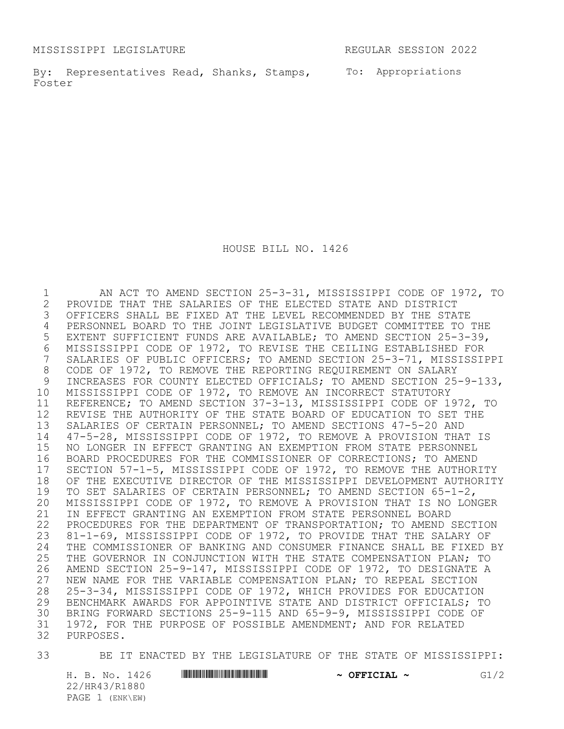MISSISSIPPI LEGISLATURE REGULAR SESSION 2022

By: Representatives Read, Shanks, Stamps, Foster

To: Appropriations

# HOUSE BILL NO. 1426

AN ACT TO AMEND SECTION 25-3-31, MISSISSIPPI CODE OF 1972, TO PROVIDE THAT THE SALARIES OF THE ELECTED STATE AND DISTRICT OFFICERS SHALL BE FIXED AT THE LEVEL RECOMMENDED BY THE STATE PERSONNEL BOARD TO THE JOINT LEGISLATIVE BUDGET COMMITTEE TO THE EXTENT SUFFICIENT FUNDS ARE AVAILABLE; TO AMEND SECTION 25-3-39, MISSISSIPPI CODE OF 1972, TO REVISE THE CEILING ESTABLISHED FOR SALARIES OF PUBLIC OFFICERS; TO AMEND SECTION 25-3-71, MISSISSIPPI CODE OF 1972, TO REMOVE THE REPORTING REQUIREMENT ON SALARY INCREASES FOR COUNTY ELECTED OFFICIALS; TO AMEND SECTION 25-9-133, MISSISSIPPI CODE OF 1972, TO REMOVE AN INCORRECT STATUTORY REFERENCE; TO AMEND SECTION 37-3-13, MISSISSIPPI CODE OF 1972, TO REVISE THE AUTHORITY OF THE STATE BOARD OF EDUCATION TO SET THE SALARIES OF CERTAIN PERSONNEL; TO AMEND SECTIONS 47-5-20 AND 47-5-28, MISSISSIPPI CODE OF 1972, TO REMOVE A PROVISION THAT IS NO LONGER IN EFFECT GRANTING AN EXEMPTION FROM STATE PERSONNEL BOARD PROCEDURES FOR THE COMMISSIONER OF CORRECTIONS; TO AMEND SECTION 57-1-5, MISSISSIPPI CODE OF 1972, TO REMOVE THE AUTHORITY OF THE EXECUTIVE DIRECTOR OF THE MISSISSIPPI DEVELOPMENT AUTHORITY TO SET SALARIES OF CERTAIN PERSONNEL; TO AMEND SECTION 65-1-2, MISSISSIPPI CODE OF 1972, TO REMOVE A PROVISION THAT IS NO LONGER IN EFFECT GRANTING AN EXEMPTION FROM STATE PERSONNEL BOARD PROCEDURES FOR THE DEPARTMENT OF TRANSPORTATION; TO AMEND SECTION 81-1-69, MISSISSIPPI CODE OF 1972, TO PROVIDE THAT THE SALARY OF THE COMMISSIONER OF BANKING AND CONSUMER FINANCE SHALL BE FIXED BY THE GOVERNOR IN CONJUNCTION WITH THE STATE COMPENSATION PLAN; TO AMEND SECTION 25-9-147, MISSISSIPPI CODE OF 1972, TO DESIGNATE A NEW NAME FOR THE VARIABLE COMPENSATION PLAN; TO REPEAL SECTION 25-3-34, MISSISSIPPI CODE OF 1972, WHICH PROVIDES FOR EDUCATION BENCHMARK AWARDS FOR APPOINTIVE STATE AND DISTRICT OFFICIALS; TO BRING FORWARD SECTIONS 25-9-115 AND 65-9-9, MISSISSIPPI CODE OF 1972, FOR THE PURPOSE OF POSSIBLE AMENDMENT; AND FOR RELATED PURPOSES.

BE IT ENACTED BY THE LEGISLATURE OF THE STATE OF MISSISSIPPI: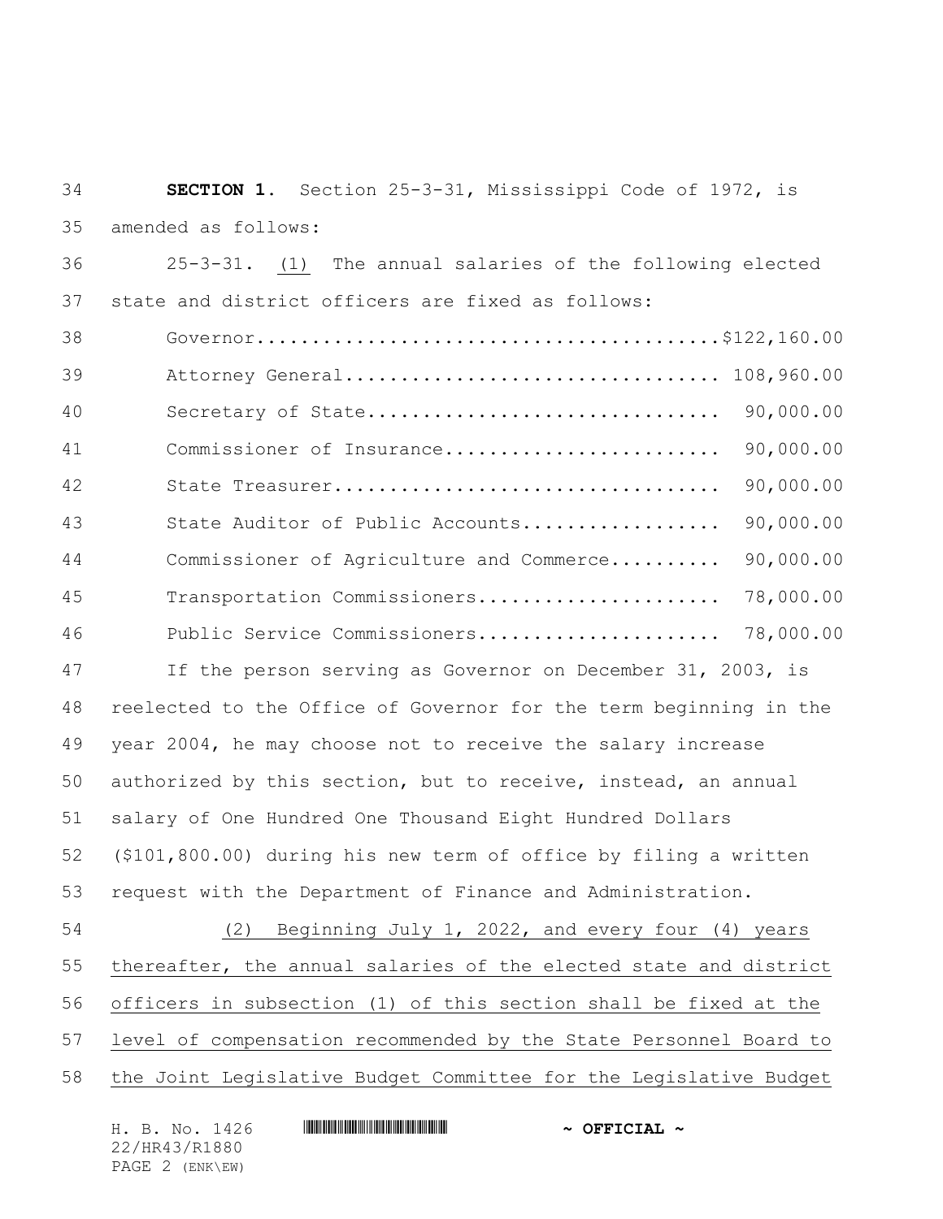**SECTION 1.** Section 25-3-31, Mississippi Code of 1972, is amended as follows:

25-3-31. (1) The annual salaries of the following elected state and district officers are fixed as follows:

| Office | Salary |
|---|---|
| Governor | $122,160.00 |
| Attorney General | 108,960.00 |
| Secretary of State | 90,000.00 |
| Commissioner of Insurance | 90,000.00 |
| State Treasurer | 90,000.00 |
| State Auditor of Public Accounts | 90,000.00 |
| Commissioner of Agriculture and Commerce | 90,000.00 |
| Transportation Commissioners | 78,000.00 |
| Public Service Commissioners | 78,000.00 |

If the person serving as Governor on December 31, 2003, is reelected to the Office of Governor for the term beginning in the year 2004, he may choose not to receive the salary increase authorized by this section, but to receive, instead, an annual salary of One Hundred One Thousand Eight Hundred Dollars ($101,800.00) during his new term of office by filing a written request with the Department of Finance and Administration.

(2) Beginning July 1, 2022, and every four (4) years thereafter, the annual salaries of the elected state and district officers in subsection (1) of this section shall be fixed at the level of compensation recommended by the State Personnel Board to the Joint Legislative Budget Committee for the Legislative Budget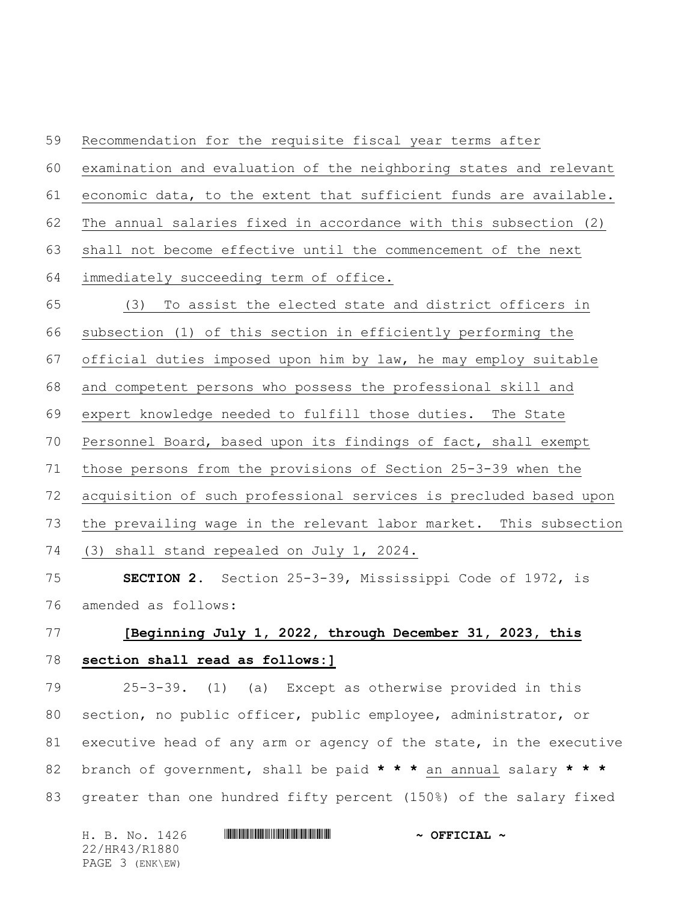Recommendation for the requisite fiscal year terms after examination and evaluation of the neighboring states and relevant economic data, to the extent that sufficient funds are available. The annual salaries fixed in accordance with this subsection (2) shall not become effective until the commencement of the next immediately succeeding term of office.

(3) To assist the elected state and district officers in subsection (1) of this section in efficiently performing the official duties imposed upon him by law, he may employ suitable and competent persons who possess the professional skill and expert knowledge needed to fulfill those duties. The State Personnel Board, based upon its findings of fact, shall exempt those persons from the provisions of Section 25-3-39 when the acquisition of such professional services is precluded based upon the prevailing wage in the relevant labor market. This subsection (3) shall stand repealed on July 1, 2024.

**SECTION 2.** Section 25-3-39, Mississippi Code of 1972, is amended as follows:

**[Beginning July 1, 2022, through December 31, 2023, this section shall read as follows:]**

25-3-39. (1) (a) Except as otherwise provided in this section, no public officer, public employee, administrator, or executive head of any arm or agency of the state, in the executive branch of government, shall be paid *** an annual salary *** greater than one hundred fifty percent (150%) of the salary fixed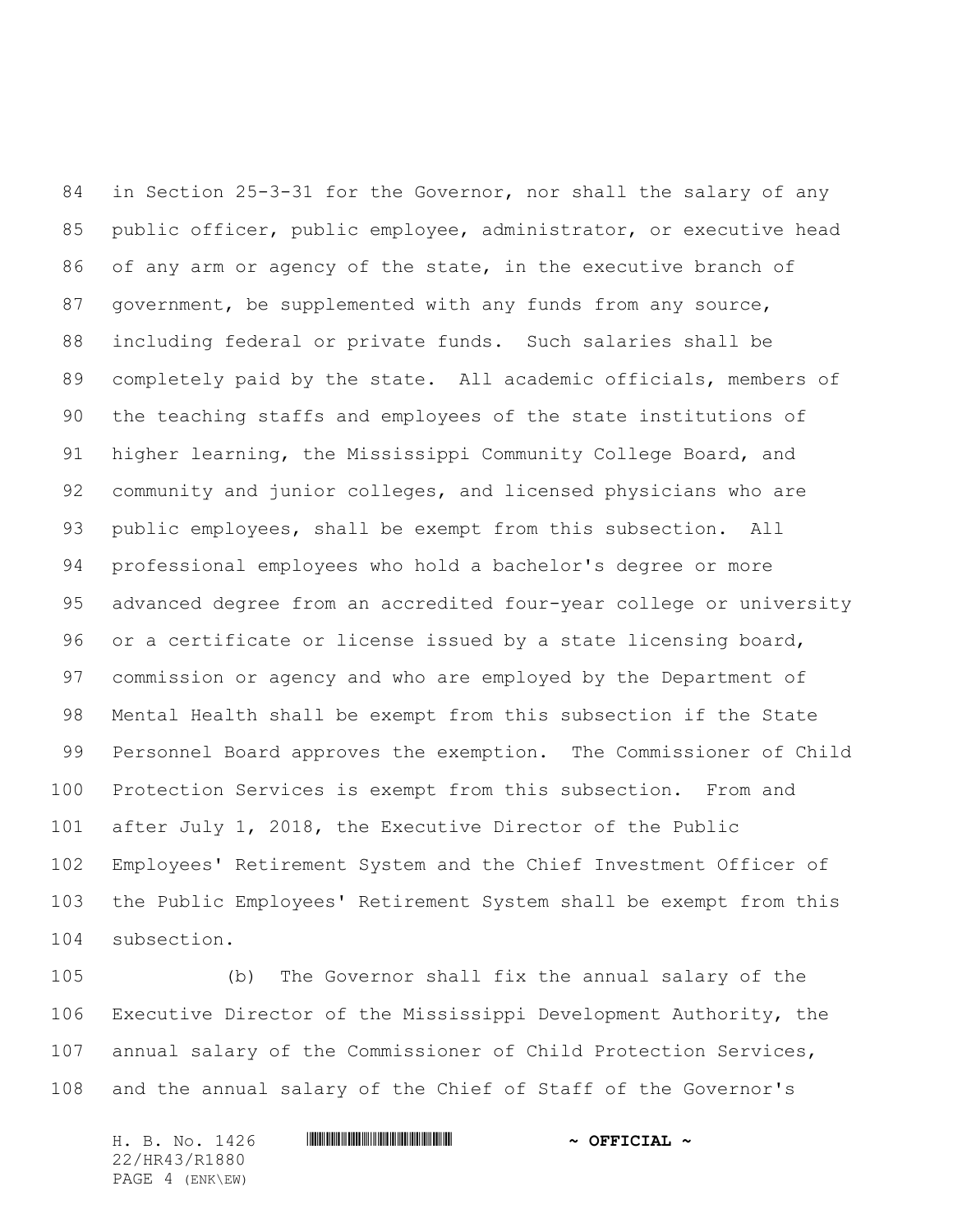in Section 25-3-31 for the Governor, nor shall the salary of any public officer, public employee, administrator, or executive head of any arm or agency of the state, in the executive branch of government, be supplemented with any funds from any source, including federal or private funds. Such salaries shall be completely paid by the state. All academic officials, members of the teaching staffs and employees of the state institutions of higher learning, the Mississippi Community College Board, and community and junior colleges, and licensed physicians who are public employees, shall be exempt from this subsection. All professional employees who hold a bachelor's degree or more advanced degree from an accredited four-year college or university or a certificate or license issued by a state licensing board, commission or agency and who are employed by the Department of Mental Health shall be exempt from this subsection if the State Personnel Board approves the exemption. The Commissioner of Child Protection Services is exempt from this subsection. From and after July 1, 2018, the Executive Director of the Public Employees' Retirement System and the Chief Investment Officer of the Public Employees' Retirement System shall be exempt from this subsection.

(b) The Governor shall fix the annual salary of the Executive Director of the Mississippi Development Authority, the annual salary of the Commissioner of Child Protection Services, and the annual salary of the Chief of Staff of the Governor's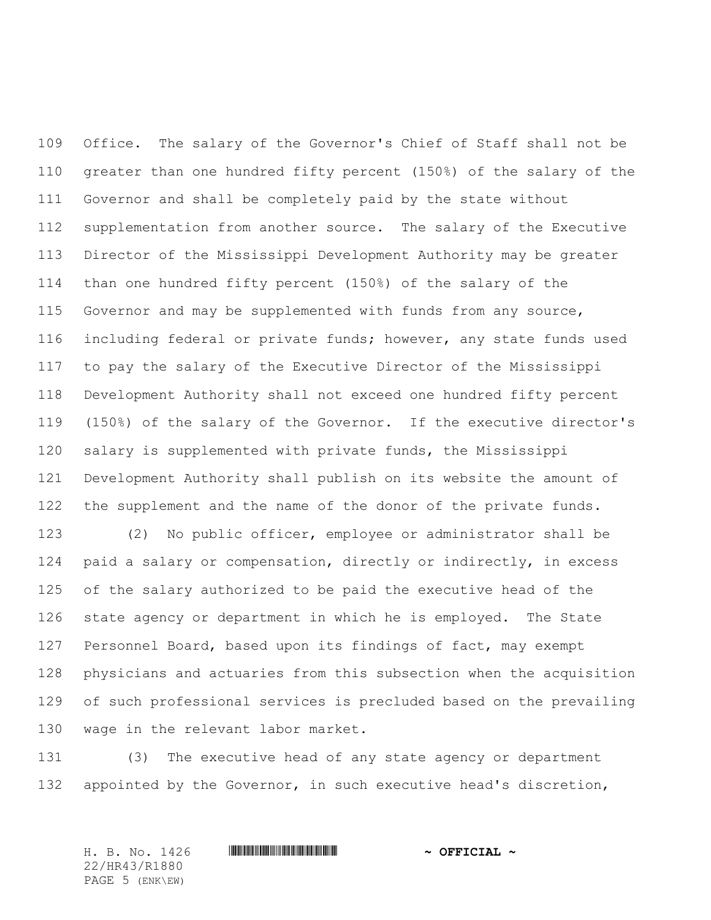Office. The salary of the Governor's Chief of Staff shall not be greater than one hundred fifty percent (150%) of the salary of the Governor and shall be completely paid by the state without supplementation from another source. The salary of the Executive Director of the Mississippi Development Authority may be greater than one hundred fifty percent (150%) of the salary of the Governor and may be supplemented with funds from any source, including federal or private funds; however, any state funds used to pay the salary of the Executive Director of the Mississippi Development Authority shall not exceed one hundred fifty percent (150%) of the salary of the Governor. If the executive director's salary is supplemented with private funds, the Mississippi Development Authority shall publish on its website the amount of the supplement and the name of the donor of the private funds.

(2) No public officer, employee or administrator shall be paid a salary or compensation, directly or indirectly, in excess of the salary authorized to be paid the executive head of the state agency or department in which he is employed. The State Personnel Board, based upon its findings of fact, may exempt physicians and actuaries from this subsection when the acquisition of such professional services is precluded based on the prevailing wage in the relevant labor market.

(3) The executive head of any state agency or department appointed by the Governor, in such executive head's discretion,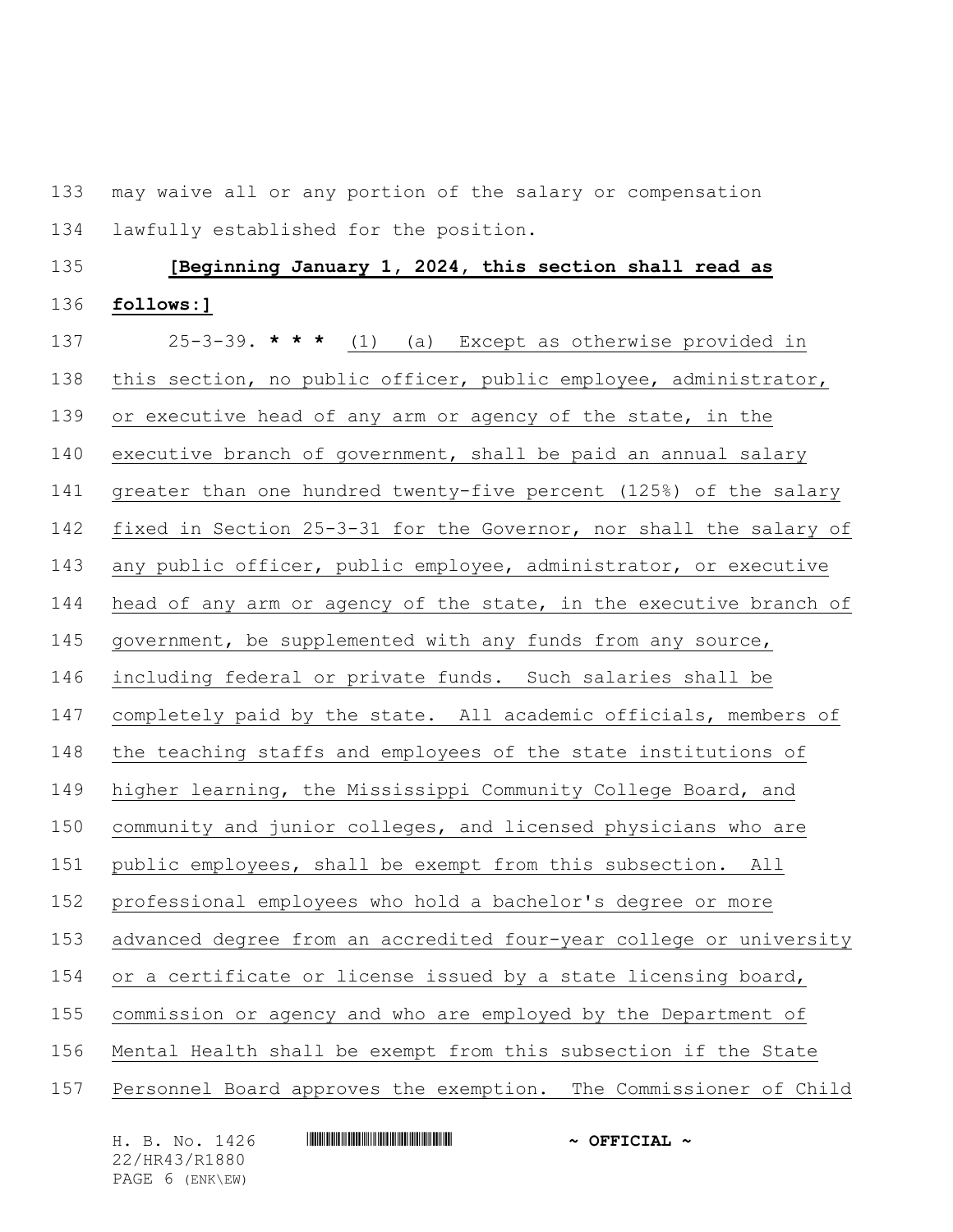may waive all or any portion of the salary or compensation lawfully established for the position.

**[Beginning January 1, 2024, this section shall read as follows:]**

25-3-39. *** * *** (1) (a) Except as otherwise provided in this section, no public officer, public employee, administrator, or executive head of any arm or agency of the state, in the executive branch of government, shall be paid an annual salary greater than one hundred twenty-five percent (125%) of the salary fixed in Section 25-3-31 for the Governor, nor shall the salary of any public officer, public employee, administrator, or executive head of any arm or agency of the state, in the executive branch of government, be supplemented with any funds from any source, including federal or private funds. Such salaries shall be completely paid by the state. All academic officials, members of the teaching staffs and employees of the state institutions of higher learning, the Mississippi Community College Board, and community and junior colleges, and licensed physicians who are public employees, shall be exempt from this subsection. All professional employees who hold a bachelor's degree or more advanced degree from an accredited four-year college or university or a certificate or license issued by a state licensing board, commission or agency and who are employed by the Department of Mental Health shall be exempt from this subsection if the State Personnel Board approves the exemption. The Commissioner of Child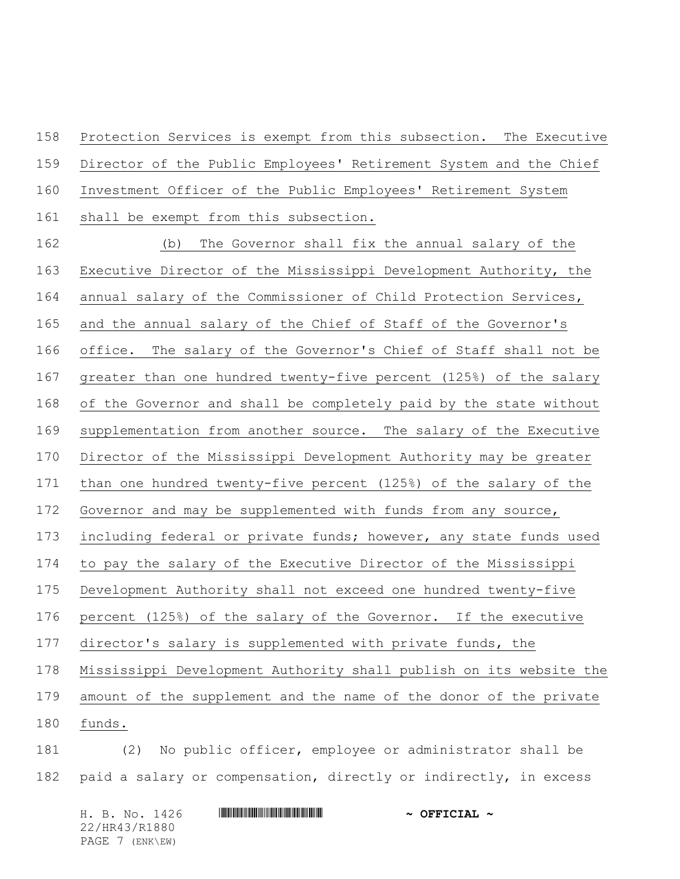Protection Services is exempt from this subsection. The Executive Director of the Public Employees' Retirement System and the Chief Investment Officer of the Public Employees' Retirement System shall be exempt from this subsection.

(b) The Governor shall fix the annual salary of the Executive Director of the Mississippi Development Authority, the annual salary of the Commissioner of Child Protection Services, and the annual salary of the Chief of Staff of the Governor's office. The salary of the Governor's Chief of Staff shall not be greater than one hundred twenty-five percent (125%) of the salary of the Governor and shall be completely paid by the state without supplementation from another source. The salary of the Executive Director of the Mississippi Development Authority may be greater than one hundred twenty-five percent (125%) of the salary of the Governor and may be supplemented with funds from any source, including federal or private funds; however, any state funds used to pay the salary of the Executive Director of the Mississippi Development Authority shall not exceed one hundred twenty-five percent (125%) of the salary of the Governor. If the executive director's salary is supplemented with private funds, the Mississippi Development Authority shall publish on its website the amount of the supplement and the name of the donor of the private funds.

(2) No public officer, employee or administrator shall be paid a salary or compensation, directly or indirectly, in excess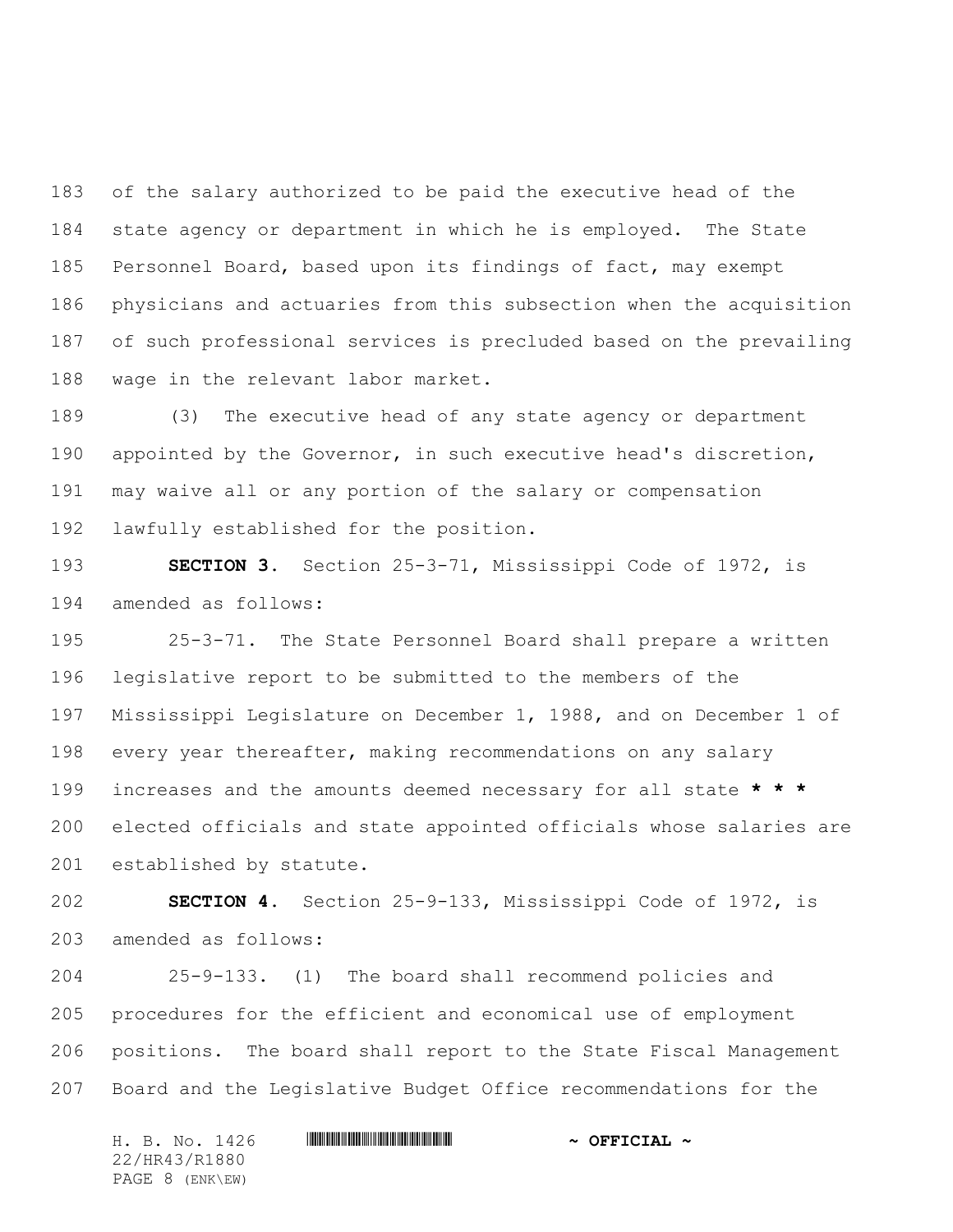of the salary authorized to be paid the executive head of the state agency or department in which he is employed. The State Personnel Board, based upon its findings of fact, may exempt physicians and actuaries from this subsection when the acquisition of such professional services is precluded based on the prevailing wage in the relevant labor market.

(3) The executive head of any state agency or department appointed by the Governor, in such executive head's discretion, may waive all or any portion of the salary or compensation lawfully established for the position.

**SECTION 3.** Section 25-3-71, Mississippi Code of 1972, is amended as follows:

25-3-71. The State Personnel Board shall prepare a written legislative report to be submitted to the members of the Mississippi Legislature on December 1, 1988, and on December 1 of every year thereafter, making recommendations on any salary increases and the amounts deemed necessary for all state **\* \* \*** elected officials and state appointed officials whose salaries are established by statute.

**SECTION 4.** Section 25-9-133, Mississippi Code of 1972, is amended as follows:

25-9-133. (1) The board shall recommend policies and procedures for the efficient and economical use of employment positions. The board shall report to the State Fiscal Management Board and the Legislative Budget Office recommendations for the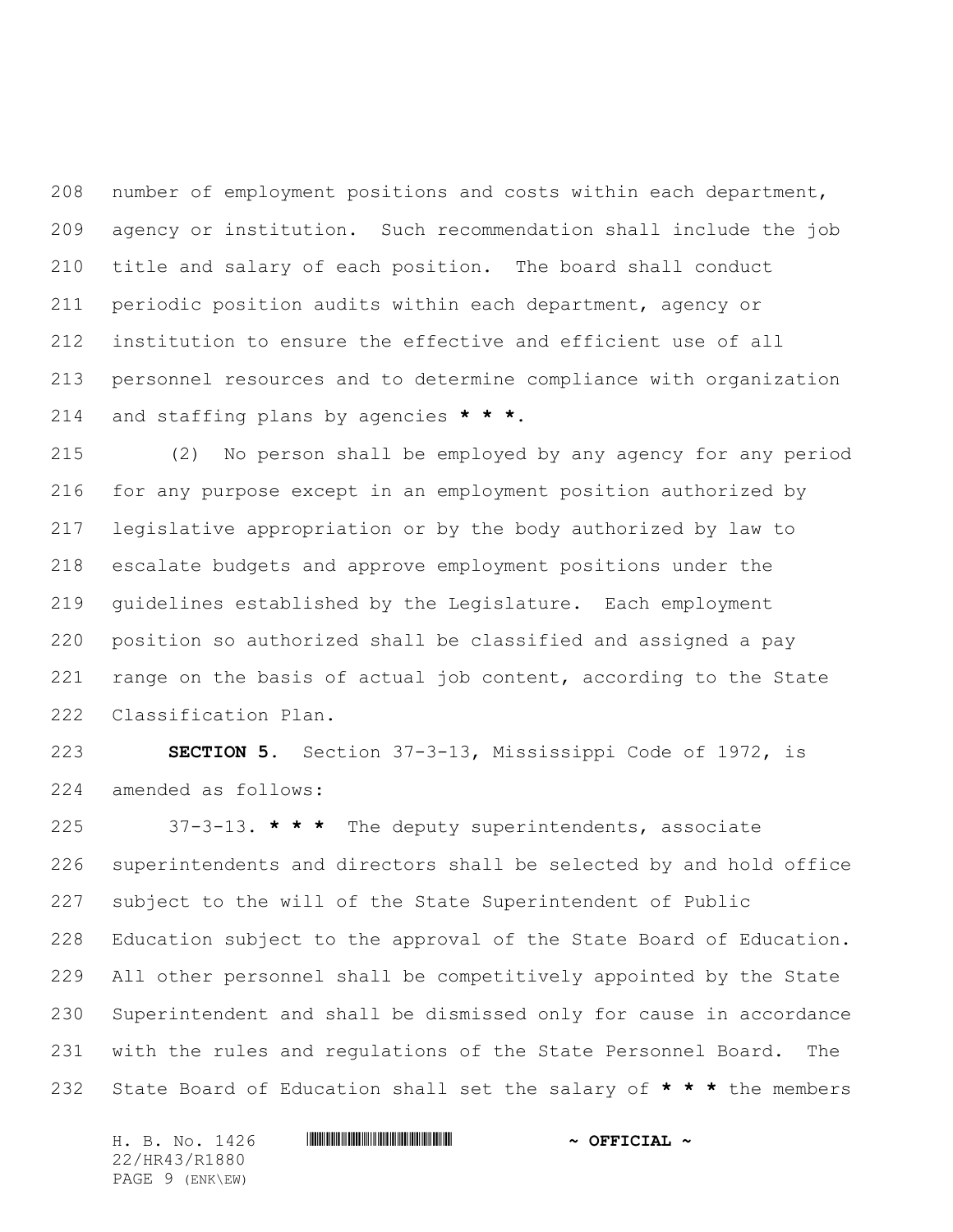number of employment positions and costs within each department, agency or institution. Such recommendation shall include the job title and salary of each position. The board shall conduct periodic position audits within each department, agency or institution to ensure the effective and efficient use of all personnel resources and to determine compliance with organization and staffing plans by agencies *** * ***.

(2) No person shall be employed by any agency for any period for any purpose except in an employment position authorized by legislative appropriation or by the body authorized by law to escalate budgets and approve employment positions under the guidelines established by the Legislature. Each employment position so authorized shall be classified and assigned a pay range on the basis of actual job content, according to the State Classification Plan.

**SECTION 5.** Section 37-3-13, Mississippi Code of 1972, is amended as follows:

37-3-13. *** * *** The deputy superintendents, associate superintendents and directors shall be selected by and hold office subject to the will of the State Superintendent of Public Education subject to the approval of the State Board of Education. All other personnel shall be competitively appointed by the State Superintendent and shall be dismissed only for cause in accordance with the rules and regulations of the State Personnel Board. The State Board of Education shall set the salary of *** * *** the members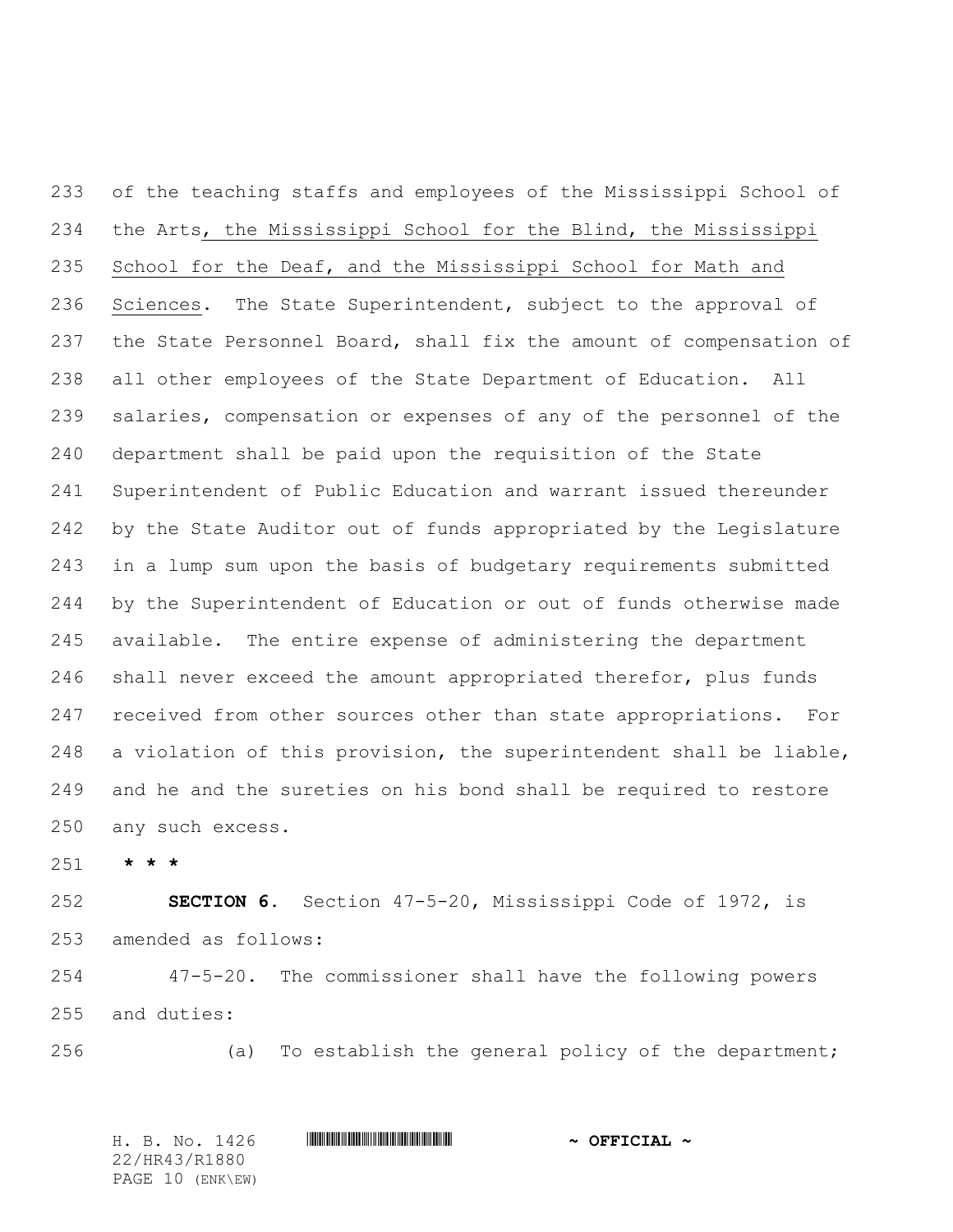of the teaching staffs and employees of the Mississippi School of the Arts, the Mississippi School for the Blind, the Mississippi School for the Deaf, and the Mississippi School for Math and Sciences. The State Superintendent, subject to the approval of the State Personnel Board, shall fix the amount of compensation of all other employees of the State Department of Education. All salaries, compensation or expenses of any of the personnel of the department shall be paid upon the requisition of the State Superintendent of Public Education and warrant issued thereunder by the State Auditor out of funds appropriated by the Legislature in a lump sum upon the basis of budgetary requirements submitted by the Superintendent of Education or out of funds otherwise made available. The entire expense of administering the department shall never exceed the amount appropriated therefor, plus funds received from other sources other than state appropriations. For a violation of this provision, the superintendent shall be liable, and he and the sureties on his bond shall be required to restore any such excess.

**\* \* \***

**SECTION 6.** Section 47-5-20, Mississippi Code of 1972, is amended as follows:

47-5-20. The commissioner shall have the following powers and duties:

(a) To establish the general policy of the department;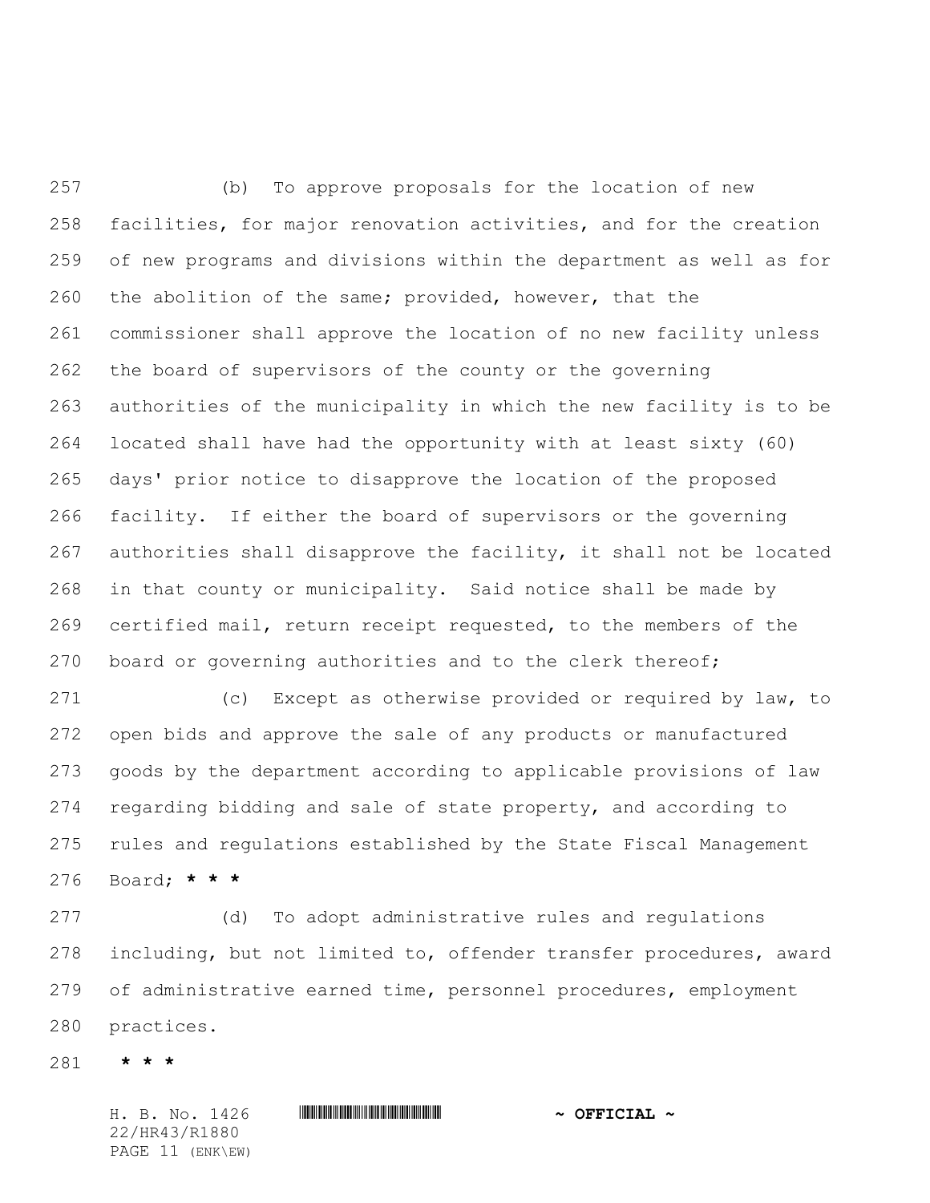(b) To approve proposals for the location of new facilities, for major renovation activities, and for the creation of new programs and divisions within the department as well as for the abolition of the same; provided, however, that the commissioner shall approve the location of no new facility unless the board of supervisors of the county or the governing authorities of the municipality in which the new facility is to be located shall have had the opportunity with at least sixty (60) days' prior notice to disapprove the location of the proposed facility. If either the board of supervisors or the governing authorities shall disapprove the facility, it shall not be located in that county or municipality. Said notice shall be made by certified mail, return receipt requested, to the members of the board or governing authorities and to the clerk thereof;

(c) Except as otherwise provided or required by law, to open bids and approve the sale of any products or manufactured goods by the department according to applicable provisions of law regarding bidding and sale of state property, and according to rules and regulations established by the State Fiscal Management Board; *** * ***

(d) To adopt administrative rules and regulations including, but not limited to, offender transfer procedures, award of administrative earned time, personnel procedures, employment practices.

*** * ***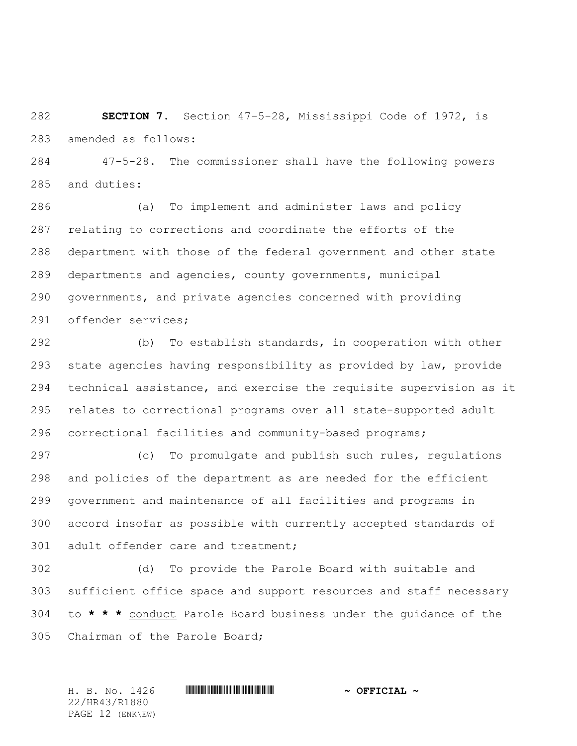**SECTION 7.** Section 47-5-28, Mississippi Code of 1972, is amended as follows:

47-5-28. The commissioner shall have the following powers and duties:

(a) To implement and administer laws and policy relating to corrections and coordinate the efforts of the department with those of the federal government and other state departments and agencies, county governments, municipal governments, and private agencies concerned with providing offender services;

(b) To establish standards, in cooperation with other state agencies having responsibility as provided by law, provide technical assistance, and exercise the requisite supervision as it relates to correctional programs over all state-supported adult correctional facilities and community-based programs;

(c) To promulgate and publish such rules, regulations and policies of the department as are needed for the efficient government and maintenance of all facilities and programs in accord insofar as possible with currently accepted standards of adult offender care and treatment;

(d) To provide the Parole Board with suitable and sufficient office space and support resources and staff necessary to **\* \* \*** <u>conduct</u> Parole Board business under the guidance of the Chairman of the Parole Board;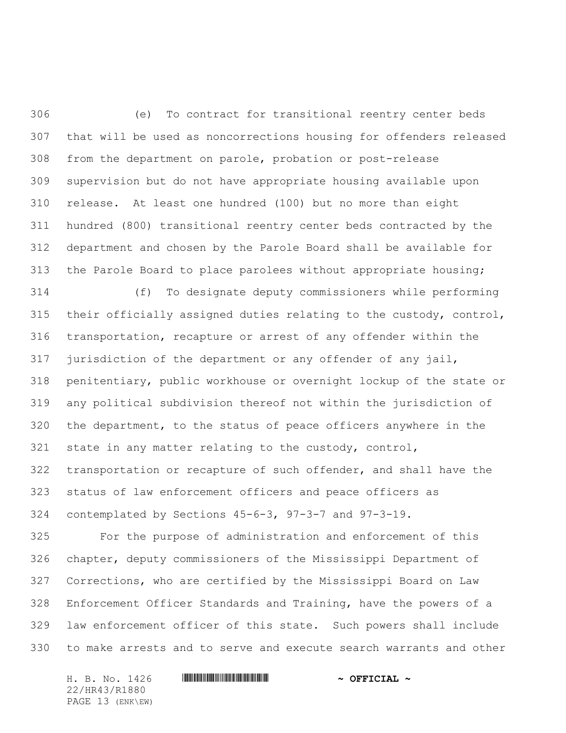(e) To contract for transitional reentry center beds that will be used as noncorrections housing for offenders released from the department on parole, probation or post-release supervision but do not have appropriate housing available upon release. At least one hundred (100) but no more than eight hundred (800) transitional reentry center beds contracted by the department and chosen by the Parole Board shall be available for the Parole Board to place parolees without appropriate housing;

(f) To designate deputy commissioners while performing their officially assigned duties relating to the custody, control, transportation, recapture or arrest of any offender within the jurisdiction of the department or any offender of any jail, penitentiary, public workhouse or overnight lockup of the state or any political subdivision thereof not within the jurisdiction of the department, to the status of peace officers anywhere in the state in any matter relating to the custody, control, transportation or recapture of such offender, and shall have the status of law enforcement officers and peace officers as contemplated by Sections 45-6-3, 97-3-7 and 97-3-19.

For the purpose of administration and enforcement of this chapter, deputy commissioners of the Mississippi Department of Corrections, who are certified by the Mississippi Board on Law Enforcement Officer Standards and Training, have the powers of a law enforcement officer of this state. Such powers shall include to make arrests and to serve and execute search warrants and other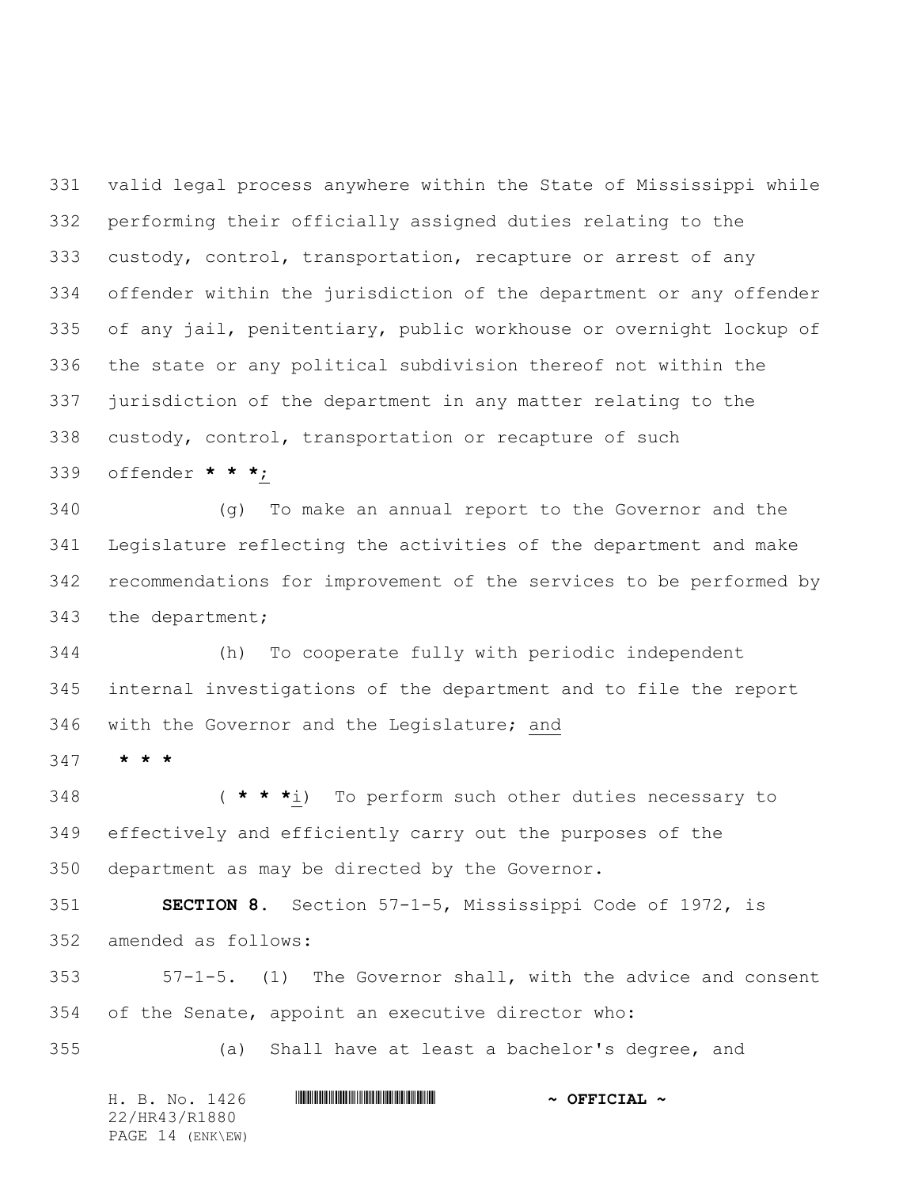valid legal process anywhere within the State of Mississippi while performing their officially assigned duties relating to the custody, control, transportation, recapture or arrest of any offender within the jurisdiction of the department or any offender of any jail, penitentiary, public workhouse or overnight lockup of the state or any political subdivision thereof not within the jurisdiction of the department in any matter relating to the custody, control, transportation or recapture of such offender *** * * ***;

(g) To make an annual report to the Governor and the Legislature reflecting the activities of the department and make recommendations for improvement of the services to be performed by the department;

(h) To cooperate fully with periodic independent internal investigations of the department and to file the report with the Governor and the Legislature; and

*** * * ***

( *** * * ***i) To perform such other duties necessary to effectively and efficiently carry out the purposes of the department as may be directed by the Governor.

**SECTION 8.** Section 57-1-5, Mississippi Code of 1972, is amended as follows:

57-1-5. (1) The Governor shall, with the advice and consent of the Senate, appoint an executive director who:

(a) Shall have at least a bachelor's degree, and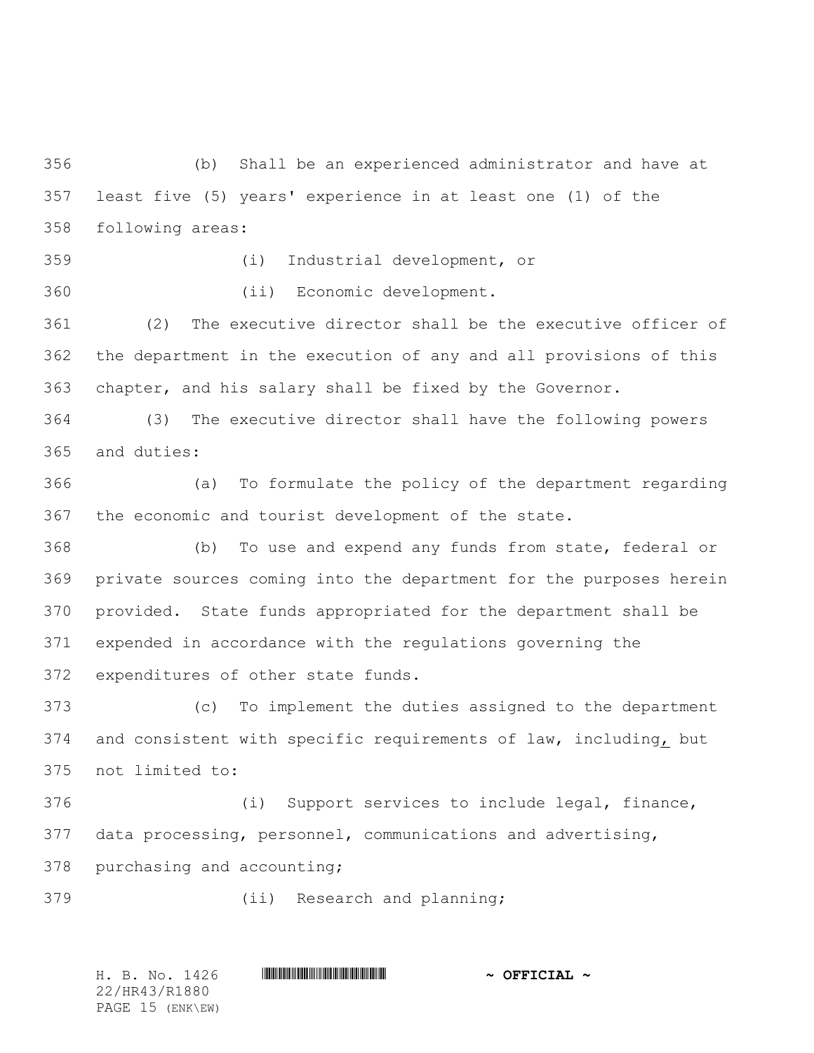(b) Shall be an experienced administrator and have at least five (5) years' experience in at least one (1) of the following areas:

(i) Industrial development, or

(ii) Economic development.

(2) The executive director shall be the executive officer of the department in the execution of any and all provisions of this chapter, and his salary shall be fixed by the Governor.

(3) The executive director shall have the following powers and duties:

(a) To formulate the policy of the department regarding the economic and tourist development of the state.

(b) To use and expend any funds from state, federal or private sources coming into the department for the purposes herein provided. State funds appropriated for the department shall be expended in accordance with the regulations governing the expenditures of other state funds.

(c) To implement the duties assigned to the department and consistent with specific requirements of law, including, but not limited to:

(i) Support services to include legal, finance, data processing, personnel, communications and advertising, purchasing and accounting;

(ii) Research and planning;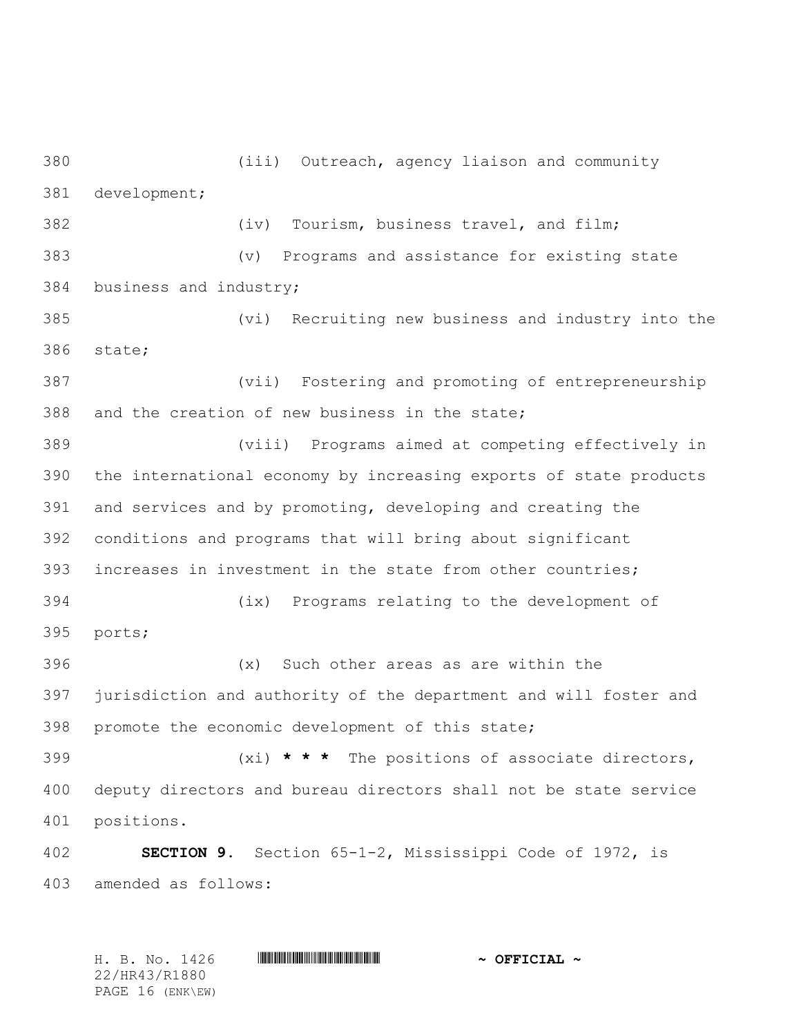(iii) Outreach, agency liaison and community development;

(iv) Tourism, business travel, and film;

(v) Programs and assistance for existing state business and industry;

(vi) Recruiting new business and industry into the state;

(vii) Fostering and promoting of entrepreneurship and the creation of new business in the state;

(viii) Programs aimed at competing effectively in the international economy by increasing exports of state products and services and by promoting, developing and creating the conditions and programs that will bring about significant increases in investment in the state from other countries;

(ix) Programs relating to the development of ports;

(x) Such other areas as are within the jurisdiction and authority of the department and will foster and promote the economic development of this state;

(xi) *** The positions of associate directors, deputy directors and bureau directors shall not be state service positions.

**SECTION 9.** Section 65-1-2, Mississippi Code of 1972, is amended as follows: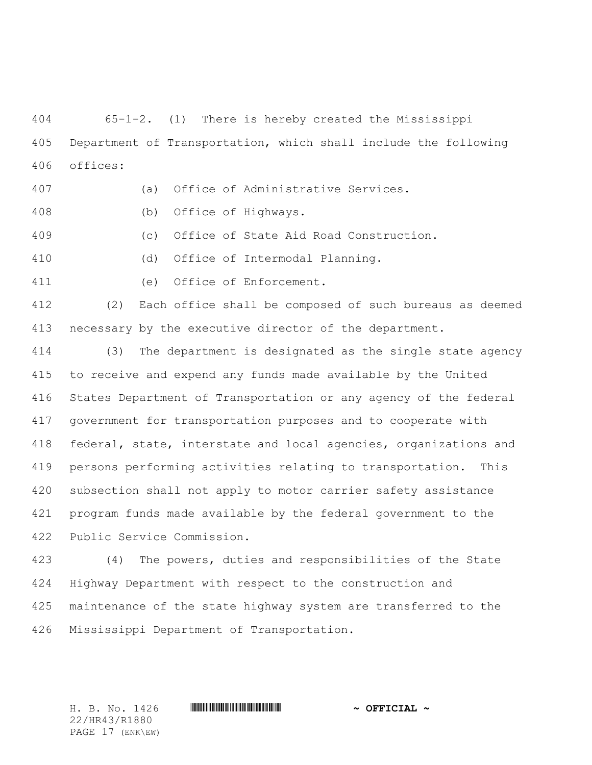65-1-2. (1) There is hereby created the Mississippi Department of Transportation, which shall include the following offices:

(a) Office of Administrative Services.

(b) Office of Highways.

(c) Office of State Aid Road Construction.

(d) Office of Intermodal Planning.

(e) Office of Enforcement.

(2) Each office shall be composed of such bureaus as deemed necessary by the executive director of the department.

(3) The department is designated as the single state agency to receive and expend any funds made available by the United States Department of Transportation or any agency of the federal government for transportation purposes and to cooperate with federal, state, interstate and local agencies, organizations and persons performing activities relating to transportation. This subsection shall not apply to motor carrier safety assistance program funds made available by the federal government to the Public Service Commission.

(4) The powers, duties and responsibilities of the State Highway Department with respect to the construction and maintenance of the state highway system are transferred to the Mississippi Department of Transportation.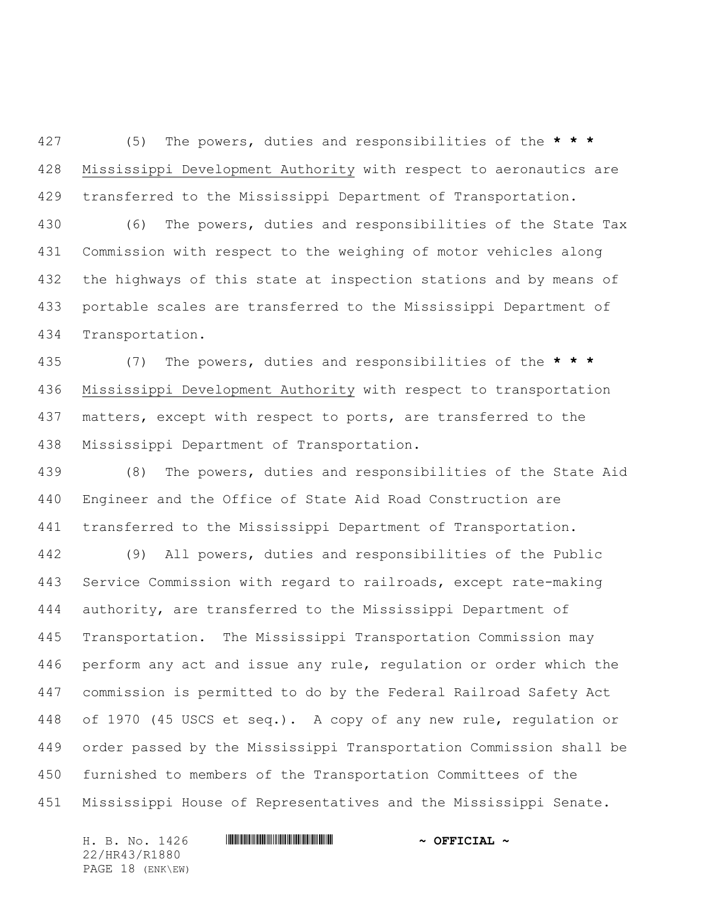(5) The powers, duties and responsibilities of the * * * Mississippi Development Authority with respect to aeronautics are transferred to the Mississippi Department of Transportation.

(6) The powers, duties and responsibilities of the State Tax Commission with respect to the weighing of motor vehicles along the highways of this state at inspection stations and by means of portable scales are transferred to the Mississippi Department of Transportation.

(7) The powers, duties and responsibilities of the * * * Mississippi Development Authority with respect to transportation matters, except with respect to ports, are transferred to the Mississippi Department of Transportation.

(8) The powers, duties and responsibilities of the State Aid Engineer and the Office of State Aid Road Construction are transferred to the Mississippi Department of Transportation.

(9) All powers, duties and responsibilities of the Public Service Commission with regard to railroads, except rate-making authority, are transferred to the Mississippi Department of Transportation. The Mississippi Transportation Commission may perform any act and issue any rule, regulation or order which the commission is permitted to do by the Federal Railroad Safety Act of 1970 (45 USCS et seq.). A copy of any new rule, regulation or order passed by the Mississippi Transportation Commission shall be furnished to members of the Transportation Committees of the Mississippi House of Representatives and the Mississippi Senate.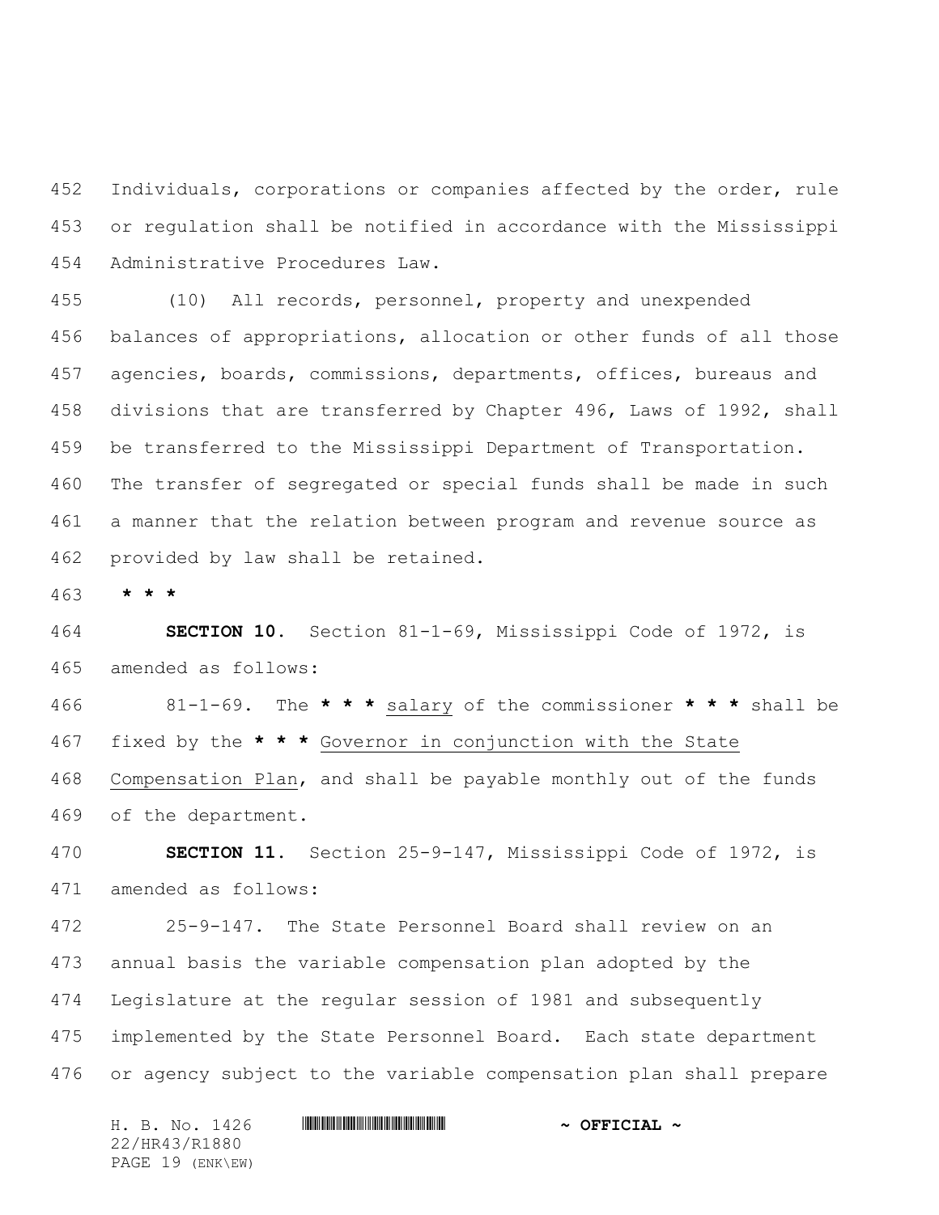Individuals, corporations or companies affected by the order, rule or regulation shall be notified in accordance with the Mississippi Administrative Procedures Law.

(10) All records, personnel, property and unexpended balances of appropriations, allocation or other funds of all those agencies, boards, commissions, departments, offices, bureaus and divisions that are transferred by Chapter 496, Laws of 1992, shall be transferred to the Mississippi Department of Transportation. The transfer of segregated or special funds shall be made in such a manner that the relation between program and revenue source as provided by law shall be retained.

**\* \* \***

**SECTION 10.** Section 81-1-69, Mississippi Code of 1972, is amended as follows:

81-1-69. The **\* \* \*** salary of the commissioner **\* \* \*** shall be fixed by the **\* \* \*** Governor in conjunction with the State Compensation Plan, and shall be payable monthly out of the funds of the department.

**SECTION 11.** Section 25-9-147, Mississippi Code of 1972, is amended as follows:

25-9-147. The State Personnel Board shall review on an annual basis the variable compensation plan adopted by the Legislature at the regular session of 1981 and subsequently implemented by the State Personnel Board. Each state department or agency subject to the variable compensation plan shall prepare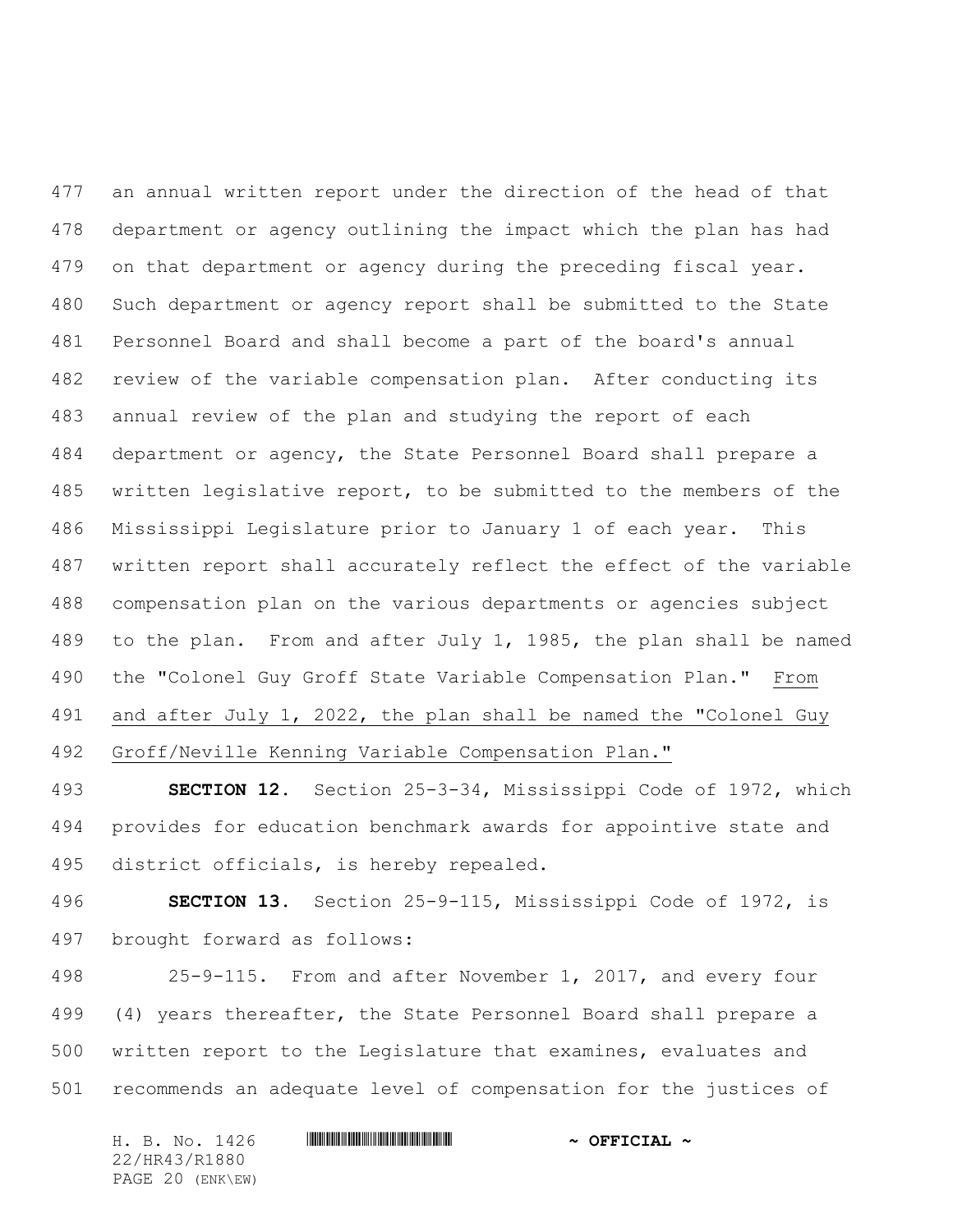an annual written report under the direction of the head of that department or agency outlining the impact which the plan has had on that department or agency during the preceding fiscal year. Such department or agency report shall be submitted to the State Personnel Board and shall become a part of the board's annual review of the variable compensation plan. After conducting its annual review of the plan and studying the report of each department or agency, the State Personnel Board shall prepare a written legislative report, to be submitted to the members of the Mississippi Legislature prior to January 1 of each year. This written report shall accurately reflect the effect of the variable compensation plan on the various departments or agencies subject to the plan. From and after July 1, 1985, the plan shall be named the "Colonel Guy Groff State Variable Compensation Plan." <u>From and after July 1, 2022, the plan shall be named the "Colonel Guy Groff/Neville Kenning Variable Compensation Plan."</u>

**SECTION 12.** Section 25-3-34, Mississippi Code of 1972, which provides for education benchmark awards for appointive state and district officials, is hereby repealed.

**SECTION 13.** Section 25-9-115, Mississippi Code of 1972, is brought forward as follows:

25-9-115. From and after November 1, 2017, and every four (4) years thereafter, the State Personnel Board shall prepare a written report to the Legislature that examines, evaluates and recommends an adequate level of compensation for the justices of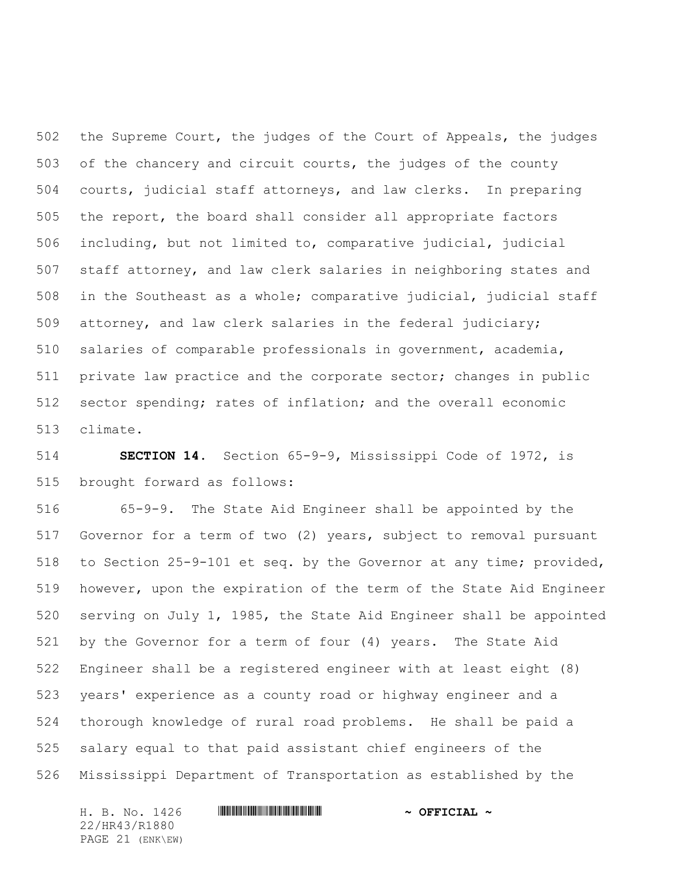the Supreme Court, the judges of the Court of Appeals, the judges of the chancery and circuit courts, the judges of the county courts, judicial staff attorneys, and law clerks. In preparing the report, the board shall consider all appropriate factors including, but not limited to, comparative judicial, judicial staff attorney, and law clerk salaries in neighboring states and in the Southeast as a whole; comparative judicial, judicial staff attorney, and law clerk salaries in the federal judiciary; salaries of comparable professionals in government, academia, private law practice and the corporate sector; changes in public sector spending; rates of inflation; and the overall economic climate.

**SECTION 14.** Section 65-9-9, Mississippi Code of 1972, is brought forward as follows:

65-9-9. The State Aid Engineer shall be appointed by the Governor for a term of two (2) years, subject to removal pursuant to Section 25-9-101 et seq. by the Governor at any time; provided, however, upon the expiration of the term of the State Aid Engineer serving on July 1, 1985, the State Aid Engineer shall be appointed by the Governor for a term of four (4) years. The State Aid Engineer shall be a registered engineer with at least eight (8) years' experience as a county road or highway engineer and a thorough knowledge of rural road problems. He shall be paid a salary equal to that paid assistant chief engineers of the Mississippi Department of Transportation as established by the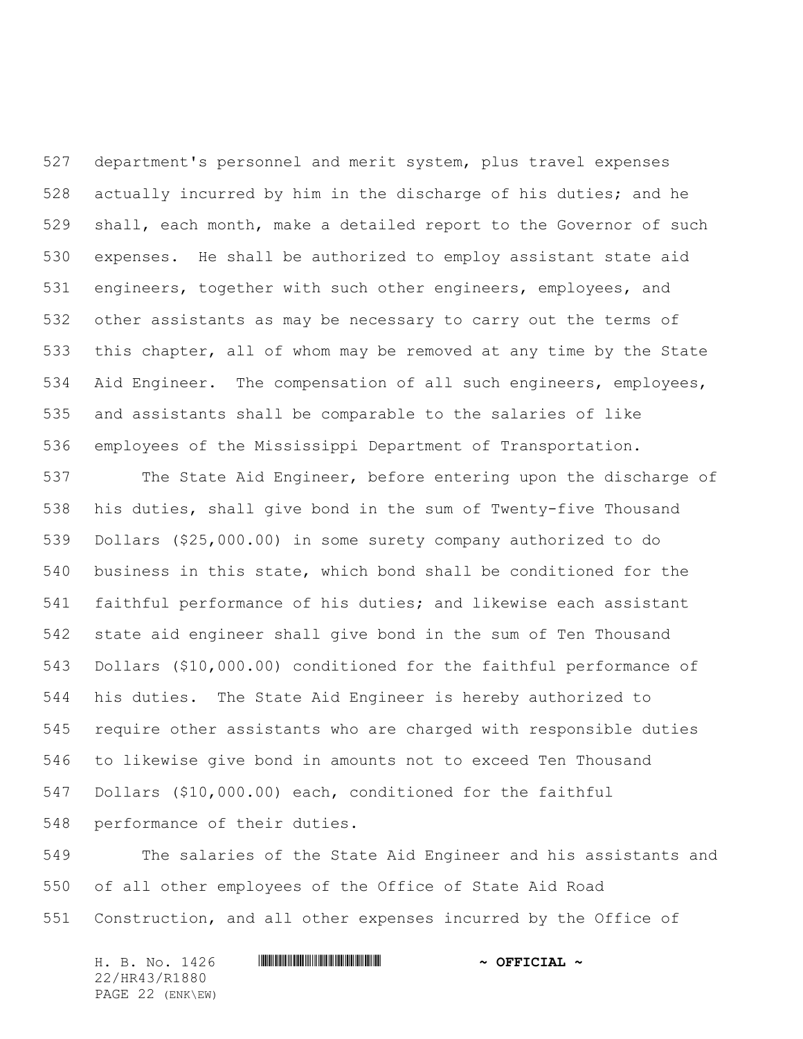department's personnel and merit system, plus travel expenses actually incurred by him in the discharge of his duties; and he shall, each month, make a detailed report to the Governor of such expenses. He shall be authorized to employ assistant state aid engineers, together with such other engineers, employees, and other assistants as may be necessary to carry out the terms of this chapter, all of whom may be removed at any time by the State Aid Engineer. The compensation of all such engineers, employees, and assistants shall be comparable to the salaries of like employees of the Mississippi Department of Transportation.

The State Aid Engineer, before entering upon the discharge of his duties, shall give bond in the sum of Twenty-five Thousand Dollars ($25,000.00) in some surety company authorized to do business in this state, which bond shall be conditioned for the faithful performance of his duties; and likewise each assistant state aid engineer shall give bond in the sum of Ten Thousand Dollars ($10,000.00) conditioned for the faithful performance of his duties. The State Aid Engineer is hereby authorized to require other assistants who are charged with responsible duties to likewise give bond in amounts not to exceed Ten Thousand Dollars ($10,000.00) each, conditioned for the faithful performance of their duties.

The salaries of the State Aid Engineer and his assistants and of all other employees of the Office of State Aid Road Construction, and all other expenses incurred by the Office of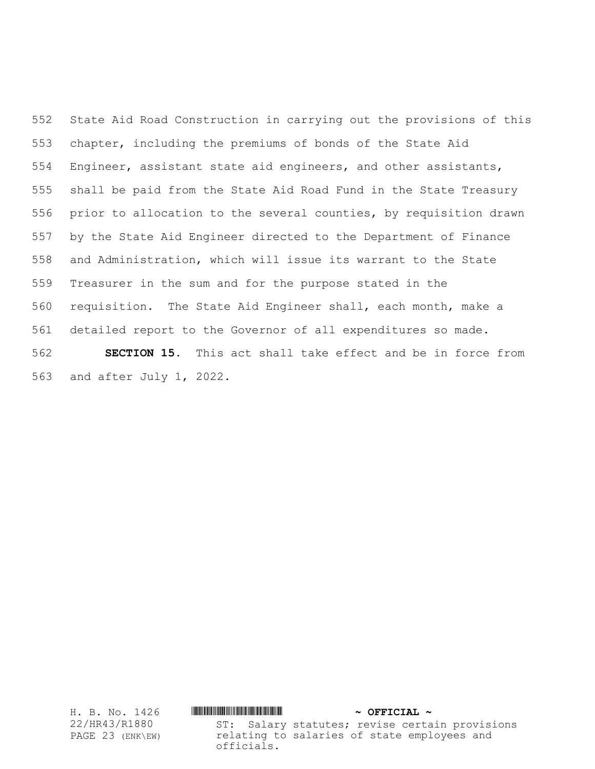State Aid Road Construction in carrying out the provisions of this chapter, including the premiums of bonds of the State Aid Engineer, assistant state aid engineers, and other assistants, shall be paid from the State Aid Road Fund in the State Treasury prior to allocation to the several counties, by requisition drawn by the State Aid Engineer directed to the Department of Finance and Administration, which will issue its warrant to the State Treasurer in the sum and for the purpose stated in the requisition. The State Aid Engineer shall, each month, make a detailed report to the Governor of all expenditures so made.

**SECTION 15.** This act shall take effect and be in force from and after July 1, 2022.